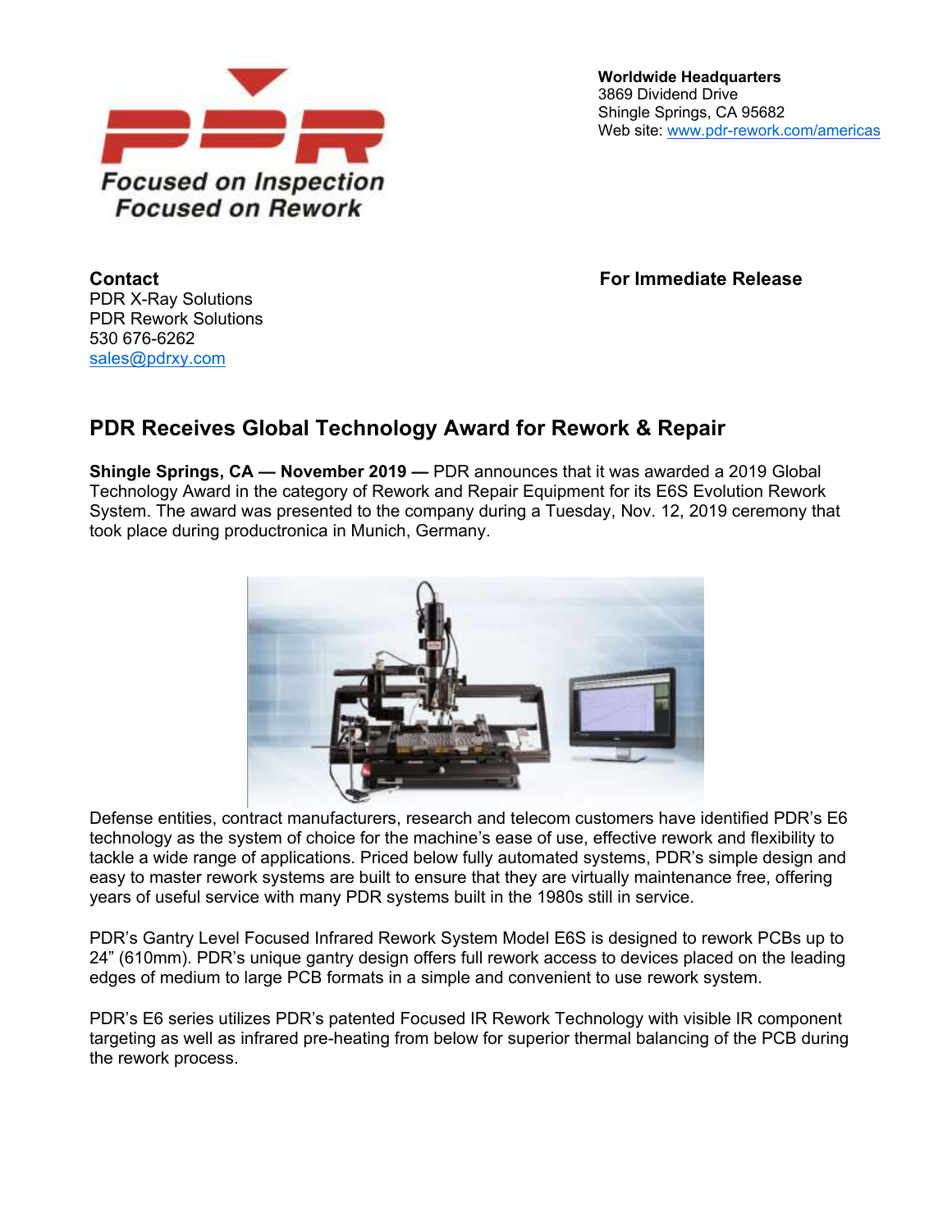Focused on Inspection
Focused on Rework

**Worldwide Headquarters**
3869 Dividend Drive
Shingle Springs, CA 95682
Web site: www.pdr-rework.com/americas

**Contact**
PDR X-Ray Solutions
PDR Rework Solutions
530 676-6262
sales@pdrxy.com

**For Immediate Release**

## PDR Receives Global Technology Award for Rework & Repair

**Shingle Springs, CA — November 2019 —** PDR announces that it was awarded a 2019 Global Technology Award in the category of Rework and Repair Equipment for its E6S Evolution Rework System. The award was presented to the company during a Tuesday, Nov. 12, 2019 ceremony that took place during productronica in Munich, Germany.

Defense entities, contract manufacturers, research and telecom customers have identified PDR's E6 technology as the system of choice for the machine's ease of use, effective rework and flexibility to tackle a wide range of applications. Priced below fully automated systems, PDR's simple design and easy to master rework systems are built to ensure that they are virtually maintenance free, offering years of useful service with many PDR systems built in the 1980s still in service.

PDR's Gantry Level Focused Infrared Rework System Model E6S is designed to rework PCBs up to 24" (610mm). PDR's unique gantry design offers full rework access to devices placed on the leading edges of medium to large PCB formats in a simple and convenient to use rework system.

PDR's E6 series utilizes PDR's patented Focused IR Rework Technology with visible IR component targeting as well as infrared pre-heating from below for superior thermal balancing of the PCB during the rework process.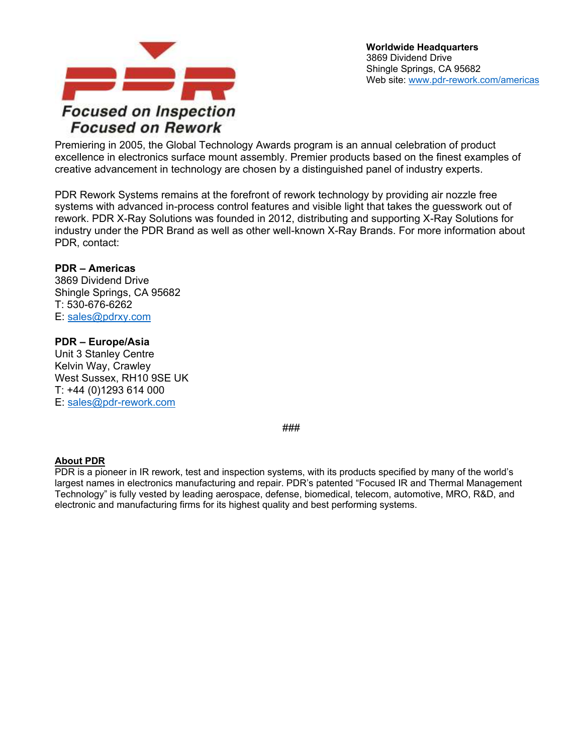Focused on Inspection
Focused on Rework

**Worldwide Headquarters**
3869 Dividend Drive
Shingle Springs, CA 95682
Web site: www.pdr-rework.com/americas

Premiering in 2005, the Global Technology Awards program is an annual celebration of product excellence in electronics surface mount assembly. Premier products based on the finest examples of creative advancement in technology are chosen by a distinguished panel of industry experts.

PDR Rework Systems remains at the forefront of rework technology by providing air nozzle free systems with advanced in-process control features and visible light that takes the guesswork out of rework. PDR X-Ray Solutions was founded in 2012, distributing and supporting X-Ray Solutions for industry under the PDR Brand as well as other well-known X-Ray Brands. For more information about PDR, contact:

**PDR – Americas**
3869 Dividend Drive
Shingle Springs, CA 95682
T: 530-676-6262
E: sales@pdrxy.com

**PDR – Europe/Asia**
Unit 3 Stanley Centre
Kelvin Way, Crawley
West Sussex, RH10 9SE UK
T: +44 (0)1293 614 000
E: sales@pdr-rework.com

###

**About PDR**
PDR is a pioneer in IR rework, test and inspection systems, with its products specified by many of the world's largest names in electronics manufacturing and repair. PDR's patented "Focused IR and Thermal Management Technology" is fully vested by leading aerospace, defense, biomedical, telecom, automotive, MRO, R&D, and electronic and manufacturing firms for its highest quality and best performing systems.